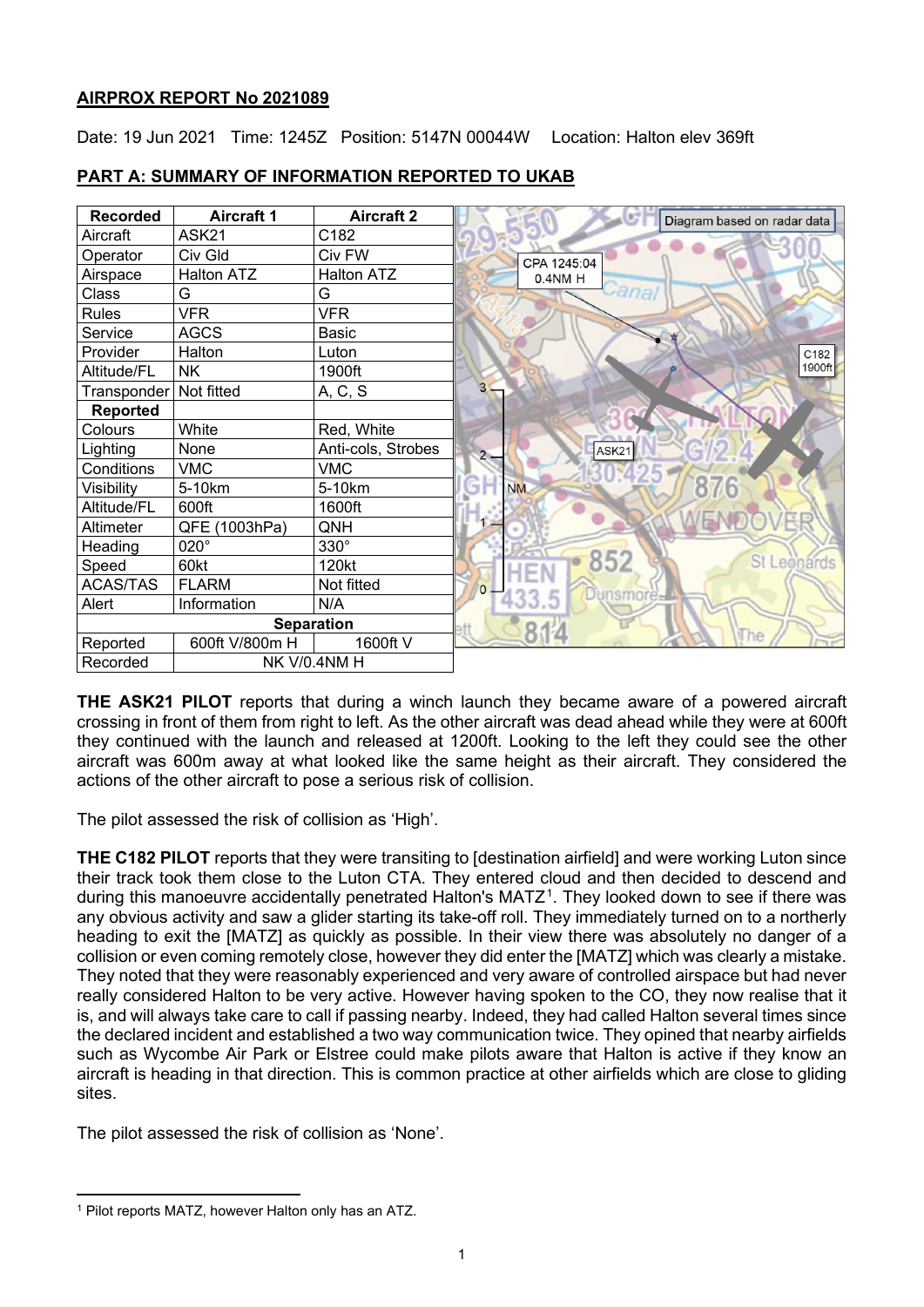**AIRPROX REPORT No 2021089**

Date: 19 Jun 2021 Time: 1245Z Position: 5147N 00044W Location: Halton elev 369ft

**PART A: SUMMARY OF INFORMATION REPORTED TO UKAB**

| Recorded | Aircraft 1 | Aircraft 2 |
|---|---|---|
| Aircraft | ASK21 | C182 |
| Operator | Civ Gld | Civ FW |
| Airspace | Halton ATZ | Halton ATZ |
| Class | G | G |
| Rules | VFR | VFR |
| Service | AGCS | Basic |
| Provider | Halton | Luton |
| Altitude/FL | NK | 1900ft |
| Transponder | Not fitted | A, C, S |
| **Reported** | | |
| Colours | White | Red, White |
| Lighting | None | Anti-cols, Strobes |
| Conditions | VMC | VMC |
| Visibility | 5-10km | 5-10km |
| Altitude/FL | 600ft | 1600ft |
| Altimeter | QFE (1003hPa) | QNH |
| Heading | 020° | 330° |
| Speed | 60kt | 120kt |
| ACAS/TAS | FLARM | Not fitted |
| Alert | Information | N/A |
| **Separation** | | |
| Reported | 600ft V/800m H | 1600ft V |
| Recorded | NK V/0.4NM H | |

Diagram based on radar data

CPA 1245:04 0.4NM H

**THE ASK21 PILOT** reports that during a winch launch they became aware of a powered aircraft crossing in front of them from right to left. As the other aircraft was dead ahead while they were at 600ft they continued with the launch and released at 1200ft. Looking to the left they could see the other aircraft was 600m away at what looked like the same height as their aircraft. They considered the actions of the other aircraft to pose a serious risk of collision.

The pilot assessed the risk of collision as 'High'.

**THE C182 PILOT** reports that they were transiting to [destination airfield] and were working Luton since their track took them close to the Luton CTA. They entered cloud and then decided to descend and during this manoeuvre accidentally penetrated Halton's MATZ[1]. They looked down to see if there was any obvious activity and saw a glider starting its take-off roll. They immediately turned on to a northerly heading to exit the [MATZ] as quickly as possible. In their view there was absolutely no danger of a collision or even coming remotely close, however they did enter the [MATZ] which was clearly a mistake. They noted that they were reasonably experienced and very aware of controlled airspace but had never really considered Halton to be very active. However having spoken to the CO, they now realise that it is, and will always take care to call if passing nearby. Indeed, they had called Halton several times since the declared incident and established a two way communication twice. They opined that nearby airfields such as Wycombe Air Park or Elstree could make pilots aware that Halton is active if they know an aircraft is heading in that direction. This is common practice at other airfields which are close to gliding sites.

The pilot assessed the risk of collision as 'None'.

[1] Pilot reports MATZ, however Halton only has an ATZ.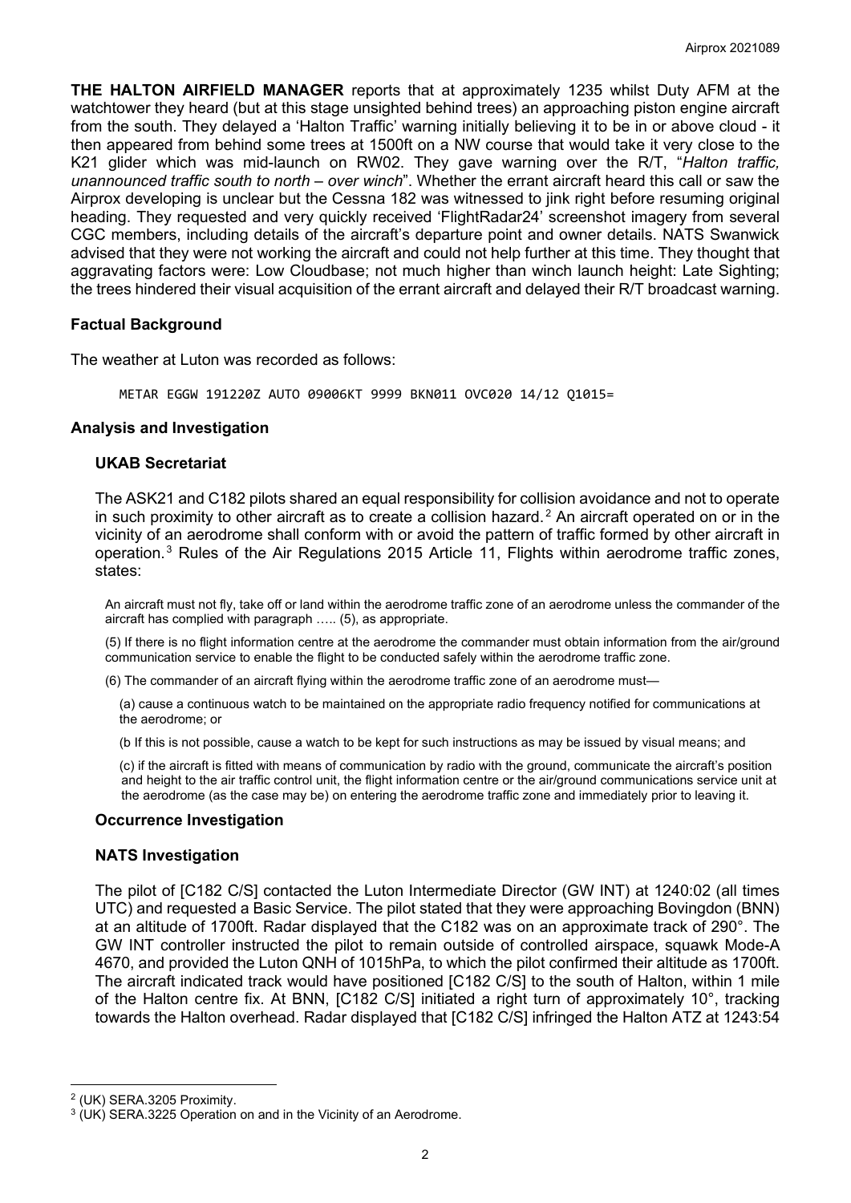**THE HALTON AIRFIELD MANAGER** reports that at approximately 1235 whilst Duty AFM at the watchtower they heard (but at this stage unsighted behind trees) an approaching piston engine aircraft from the south. They delayed a 'Halton Traffic' warning initially believing it to be in or above cloud - it then appeared from behind some trees at 1500ft on a NW course that would take it very close to the K21 glider which was mid-launch on RW02. They gave warning over the R/T, "*Halton traffic, unannounced traffic south to north – over winch*". Whether the errant aircraft heard this call or saw the Airprox developing is unclear but the Cessna 182 was witnessed to jink right before resuming original heading. They requested and very quickly received 'FlightRadar24' screenshot imagery from several CGC members, including details of the aircraft's departure point and owner details. NATS Swanwick advised that they were not working the aircraft and could not help further at this time. They thought that aggravating factors were: Low Cloudbase; not much higher than winch launch height: Late Sighting; the trees hindered their visual acquisition of the errant aircraft and delayed their R/T broadcast warning.

## Factual Background

The weather at Luton was recorded as follows:

```
METAR EGGW 191220Z AUTO 09006KT 9999 BKN011 OVC020 14/12 Q1015=
```

## Analysis and Investigation

### UKAB Secretariat

The ASK21 and C182 pilots shared an equal responsibility for collision avoidance and not to operate in such proximity to other aircraft as to create a collision hazard.[2] An aircraft operated on or in the vicinity of an aerodrome shall conform with or avoid the pattern of traffic formed by other aircraft in operation.[3] Rules of the Air Regulations 2015 Article 11, Flights within aerodrome traffic zones, states:

> An aircraft must not fly, take off or land within the aerodrome traffic zone of an aerodrome unless the commander of the aircraft has complied with paragraph ….. (5), as appropriate.
>
> (5) If there is no flight information centre at the aerodrome the commander must obtain information from the air/ground communication service to enable the flight to be conducted safely within the aerodrome traffic zone.
>
> (6) The commander of an aircraft flying within the aerodrome traffic zone of an aerodrome must—
>
> (a) cause a continuous watch to be maintained on the appropriate radio frequency notified for communications at the aerodrome; or
>
> (b If this is not possible, cause a watch to be kept for such instructions as may be issued by visual means; and
>
> (c) if the aircraft is fitted with means of communication by radio with the ground, communicate the aircraft's position and height to the air traffic control unit, the flight information centre or the air/ground communications service unit at the aerodrome (as the case may be) on entering the aerodrome traffic zone and immediately prior to leaving it.

## Occurrence Investigation

### NATS Investigation

The pilot of [C182 C/S] contacted the Luton Intermediate Director (GW INT) at 1240:02 (all times UTC) and requested a Basic Service. The pilot stated that they were approaching Bovingdon (BNN) at an altitude of 1700ft. Radar displayed that the C182 was on an approximate track of 290°. The GW INT controller instructed the pilot to remain outside of controlled airspace, squawk Mode-A 4670, and provided the Luton QNH of 1015hPa, to which the pilot confirmed their altitude as 1700ft. The aircraft indicated track would have positioned [C182 C/S] to the south of Halton, within 1 mile of the Halton centre fix. At BNN, [C182 C/S] initiated a right turn of approximately 10°, tracking towards the Halton overhead. Radar displayed that [C182 C/S] infringed the Halton ATZ at 1243:54

---

[2] (UK) SERA.3205 Proximity.

[3] (UK) SERA.3225 Operation on and in the Vicinity of an Aerodrome.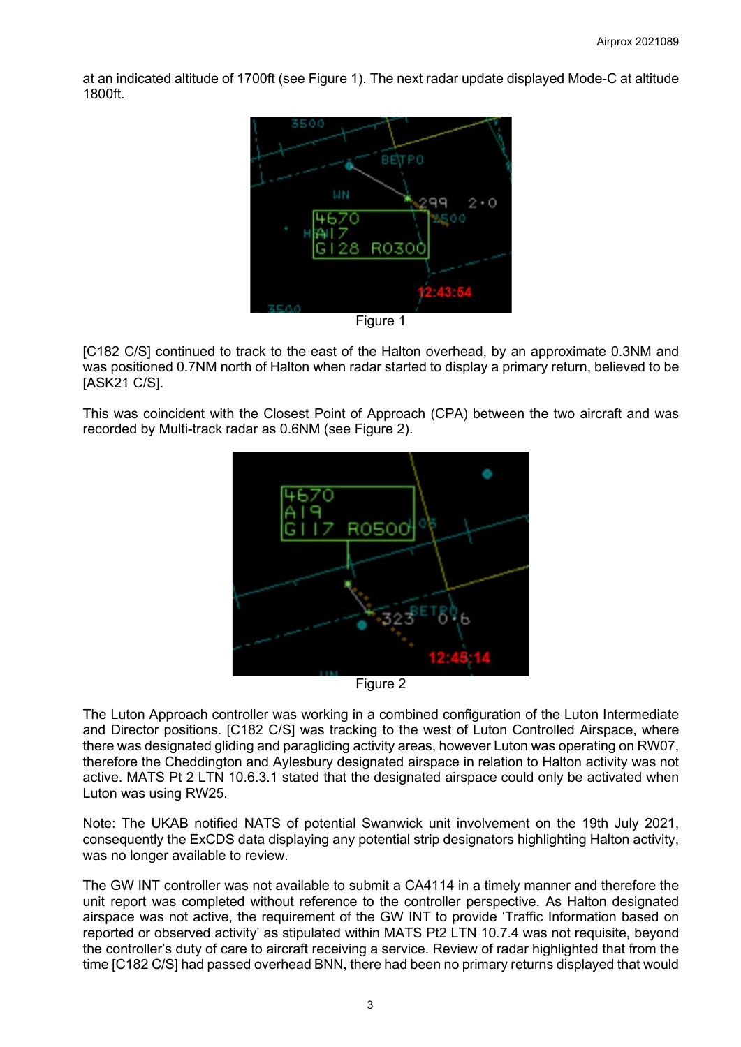at an indicated altitude of 1700ft (see Figure 1). The next radar update displayed Mode-C at altitude 1800ft.

Figure 1

[C182 C/S] continued to track to the east of the Halton overhead, by an approximate 0.3NM and was positioned 0.7NM north of Halton when radar started to display a primary return, believed to be [ASK21 C/S].

This was coincident with the Closest Point of Approach (CPA) between the two aircraft and was recorded by Multi-track radar as 0.6NM (see Figure 2).

Figure 2

The Luton Approach controller was working in a combined configuration of the Luton Intermediate and Director positions. [C182 C/S] was tracking to the west of Luton Controlled Airspace, where there was designated gliding and paragliding activity areas, however Luton was operating on RW07, therefore the Cheddington and Aylesbury designated airspace in relation to Halton activity was not active. MATS Pt 2 LTN 10.6.3.1 stated that the designated airspace could only be activated when Luton was using RW25.

Note: The UKAB notified NATS of potential Swanwick unit involvement on the 19th July 2021, consequently the ExCDS data displaying any potential strip designators highlighting Halton activity, was no longer available to review.

The GW INT controller was not available to submit a CA4114 in a timely manner and therefore the unit report was completed without reference to the controller perspective. As Halton designated airspace was not active, the requirement of the GW INT to provide 'Traffic Information based on reported or observed activity' as stipulated within MATS Pt2 LTN 10.7.4 was not requisite, beyond the controller's duty of care to aircraft receiving a service. Review of radar highlighted that from the time [C182 C/S] had passed overhead BNN, there had been no primary returns displayed that would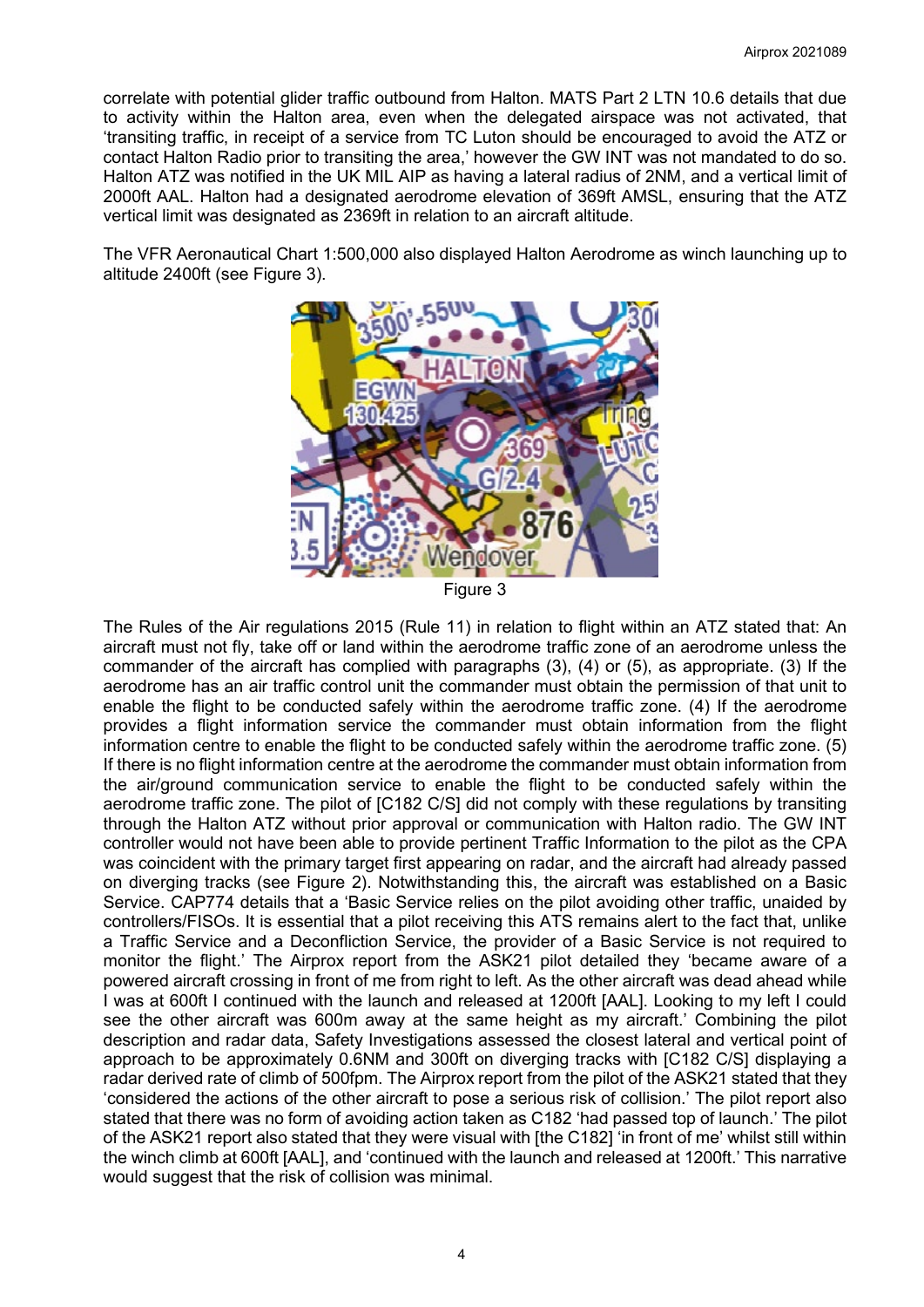correlate with potential glider traffic outbound from Halton. MATS Part 2 LTN 10.6 details that due to activity within the Halton area, even when the delegated airspace was not activated, that 'transiting traffic, in receipt of a service from TC Luton should be encouraged to avoid the ATZ or contact Halton Radio prior to transiting the area,' however the GW INT was not mandated to do so. Halton ATZ was notified in the UK MIL AIP as having a lateral radius of 2NM, and a vertical limit of 2000ft AAL. Halton had a designated aerodrome elevation of 369ft AMSL, ensuring that the ATZ vertical limit was designated as 2369ft in relation to an aircraft altitude.

The VFR Aeronautical Chart 1:500,000 also displayed Halton Aerodrome as winch launching up to altitude 2400ft (see Figure 3).

Figure 3

The Rules of the Air regulations 2015 (Rule 11) in relation to flight within an ATZ stated that: An aircraft must not fly, take off or land within the aerodrome traffic zone of an aerodrome unless the commander of the aircraft has complied with paragraphs (3), (4) or (5), as appropriate. (3) If the aerodrome has an air traffic control unit the commander must obtain the permission of that unit to enable the flight to be conducted safely within the aerodrome traffic zone. (4) If the aerodrome provides a flight information service the commander must obtain information from the flight information centre to enable the flight to be conducted safely within the aerodrome traffic zone. (5) If there is no flight information centre at the aerodrome the commander must obtain information from the air/ground communication service to enable the flight to be conducted safely within the aerodrome traffic zone. The pilot of [C182 C/S] did not comply with these regulations by transiting through the Halton ATZ without prior approval or communication with Halton radio. The GW INT controller would not have been able to provide pertinent Traffic Information to the pilot as the CPA was coincident with the primary target first appearing on radar, and the aircraft had already passed on diverging tracks (see Figure 2). Notwithstanding this, the aircraft was established on a Basic Service. CAP774 details that a 'Basic Service relies on the pilot avoiding other traffic, unaided by controllers/FISOs. It is essential that a pilot receiving this ATS remains alert to the fact that, unlike a Traffic Service and a Deconfliction Service, the provider of a Basic Service is not required to monitor the flight.' The Airprox report from the ASK21 pilot detailed they 'became aware of a powered aircraft crossing in front of me from right to left. As the other aircraft was dead ahead while I was at 600ft I continued with the launch and released at 1200ft [AAL]. Looking to my left I could see the other aircraft was 600m away at the same height as my aircraft.' Combining the pilot description and radar data, Safety Investigations assessed the closest lateral and vertical point of approach to be approximately 0.6NM and 300ft on diverging tracks with [C182 C/S] displaying a radar derived rate of climb of 500fpm. The Airprox report from the pilot of the ASK21 stated that they 'considered the actions of the other aircraft to pose a serious risk of collision.' The pilot report also stated that there was no form of avoiding action taken as C182 'had passed top of launch.' The pilot of the ASK21 report also stated that they were visual with [the C182] 'in front of me' whilst still within the winch climb at 600ft [AAL], and 'continued with the launch and released at 1200ft.' This narrative would suggest that the risk of collision was minimal.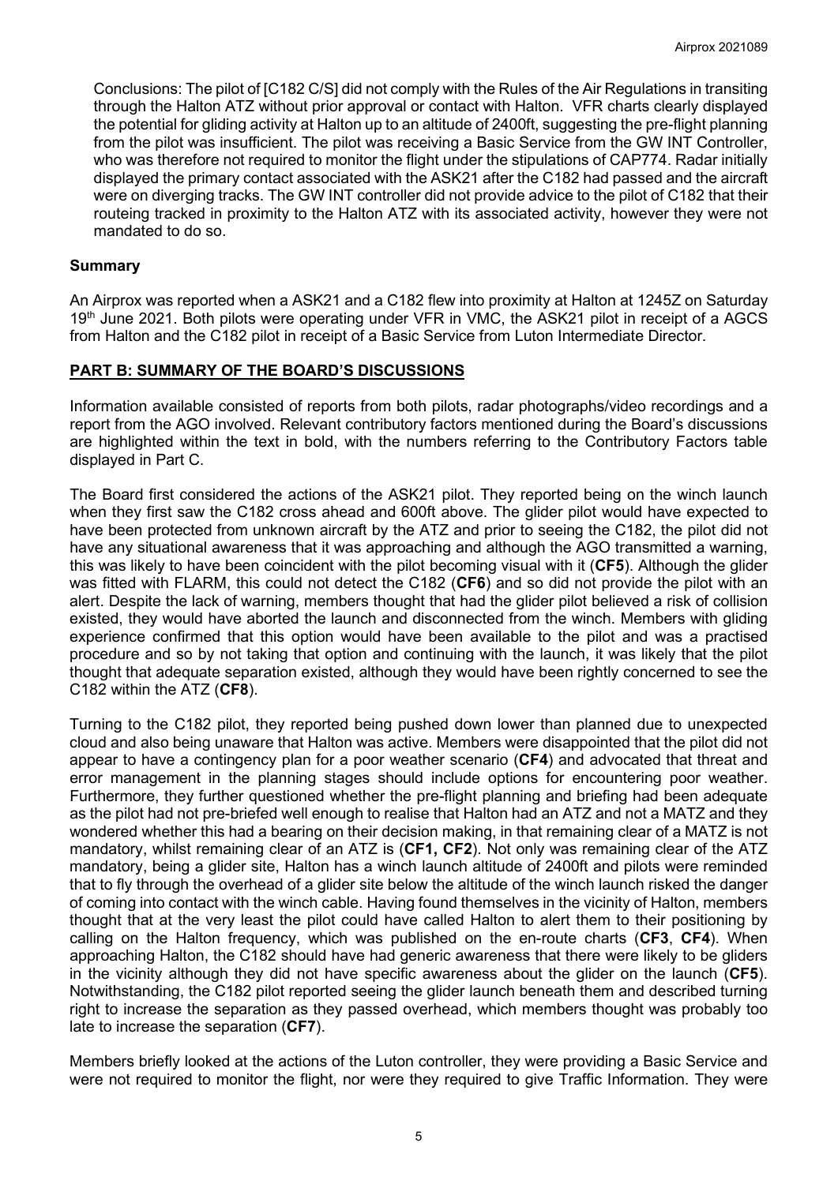Conclusions: The pilot of [C182 C/S] did not comply with the Rules of the Air Regulations in transiting through the Halton ATZ without prior approval or contact with Halton. VFR charts clearly displayed the potential for gliding activity at Halton up to an altitude of 2400ft, suggesting the pre-flight planning from the pilot was insufficient. The pilot was receiving a Basic Service from the GW INT Controller, who was therefore not required to monitor the flight under the stipulations of CAP774. Radar initially displayed the primary contact associated with the ASK21 after the C182 had passed and the aircraft were on diverging tracks. The GW INT controller did not provide advice to the pilot of C182 that their routeing tracked in proximity to the Halton ATZ with its associated activity, however they were not mandated to do so.

## Summary

An Airprox was reported when a ASK21 and a C182 flew into proximity at Halton at 1245Z on Saturday 19th June 2021. Both pilots were operating under VFR in VMC, the ASK21 pilot in receipt of a AGCS from Halton and the C182 pilot in receipt of a Basic Service from Luton Intermediate Director.

## PART B: SUMMARY OF THE BOARD'S DISCUSSIONS

Information available consisted of reports from both pilots, radar photographs/video recordings and a report from the AGO involved. Relevant contributory factors mentioned during the Board's discussions are highlighted within the text in bold, with the numbers referring to the Contributory Factors table displayed in Part C.

The Board first considered the actions of the ASK21 pilot. They reported being on the winch launch when they first saw the C182 cross ahead and 600ft above. The glider pilot would have expected to have been protected from unknown aircraft by the ATZ and prior to seeing the C182, the pilot did not have any situational awareness that it was approaching and although the AGO transmitted a warning, this was likely to have been coincident with the pilot becoming visual with it (**CF5**). Although the glider was fitted with FLARM, this could not detect the C182 (**CF6**) and so did not provide the pilot with an alert. Despite the lack of warning, members thought that had the glider pilot believed a risk of collision existed, they would have aborted the launch and disconnected from the winch. Members with gliding experience confirmed that this option would have been available to the pilot and was a practised procedure and so by not taking that option and continuing with the launch, it was likely that the pilot thought that adequate separation existed, although they would have been rightly concerned to see the C182 within the ATZ (**CF8**).

Turning to the C182 pilot, they reported being pushed down lower than planned due to unexpected cloud and also being unaware that Halton was active. Members were disappointed that the pilot did not appear to have a contingency plan for a poor weather scenario (**CF4**) and advocated that threat and error management in the planning stages should include options for encountering poor weather. Furthermore, they further questioned whether the pre-flight planning and briefing had been adequate as the pilot had not pre-briefed well enough to realise that Halton had an ATZ and not a MATZ and they wondered whether this had a bearing on their decision making, in that remaining clear of a MATZ is not mandatory, whilst remaining clear of an ATZ is (**CF1, CF2**). Not only was remaining clear of the ATZ mandatory, being a glider site, Halton has a winch launch altitude of 2400ft and pilots were reminded that to fly through the overhead of a glider site below the altitude of the winch launch risked the danger of coming into contact with the winch cable. Having found themselves in the vicinity of Halton, members thought that at the very least the pilot could have called Halton to alert them to their positioning by calling on the Halton frequency, which was published on the en-route charts (**CF3**, **CF4**). When approaching Halton, the C182 should have had generic awareness that there were likely to be gliders in the vicinity although they did not have specific awareness about the glider on the launch (**CF5**). Notwithstanding, the C182 pilot reported seeing the glider launch beneath them and described turning right to increase the separation as they passed overhead, which members thought was probably too late to increase the separation (**CF7**).

Members briefly looked at the actions of the Luton controller, they were providing a Basic Service and were not required to monitor the flight, nor were they required to give Traffic Information. They were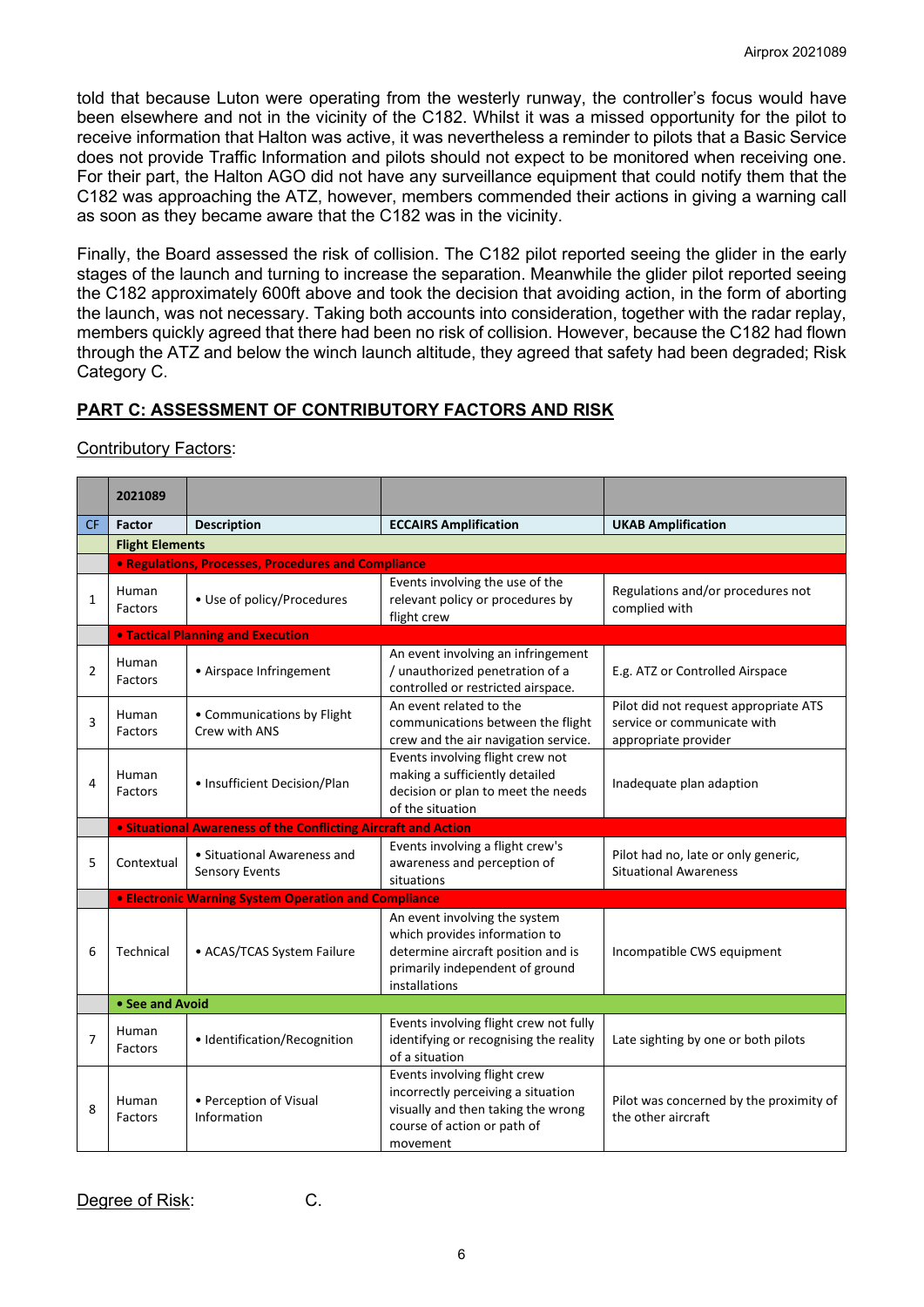told that because Luton were operating from the westerly runway, the controller's focus would have been elsewhere and not in the vicinity of the C182. Whilst it was a missed opportunity for the pilot to receive information that Halton was active, it was nevertheless a reminder to pilots that a Basic Service does not provide Traffic Information and pilots should not expect to be monitored when receiving one. For their part, the Halton AGO did not have any surveillance equipment that could notify them that the C182 was approaching the ATZ, however, members commended their actions in giving a warning call as soon as they became aware that the C182 was in the vicinity.

Finally, the Board assessed the risk of collision. The C182 pilot reported seeing the glider in the early stages of the launch and turning to increase the separation. Meanwhile the glider pilot reported seeing the C182 approximately 600ft above and took the decision that avoiding action, in the form of aborting the launch, was not necessary. Taking both accounts into consideration, together with the radar replay, members quickly agreed that there had been no risk of collision. However, because the C182 had flown through the ATZ and below the winch launch altitude, they agreed that safety had been degraded; Risk Category C.

## PART C: ASSESSMENT OF CONTRIBUTORY FACTORS AND RISK

Contributory Factors:

| | 2021089 | | | |
|---|---|---|---|---|
| CF | Factor | Description | ECCAIRS Amplification | UKAB Amplification |
| | **Flight Elements** | | | |
| | **• Regulations, Processes, Procedures and Compliance** | | | |
| 1 | Human Factors | • Use of policy/Procedures | Events involving the use of the relevant policy or procedures by flight crew | Regulations and/or procedures not complied with |
| | **• Tactical Planning and Execution** | | | |
| 2 | Human Factors | • Airspace Infringement | An event involving an infringement / unauthorized penetration of a controlled or restricted airspace. | E.g. ATZ or Controlled Airspace |
| 3 | Human Factors | • Communications by Flight Crew with ANS | An event related to the communications between the flight crew and the air navigation service. | Pilot did not request appropriate ATS service or communicate with appropriate provider |
| 4 | Human Factors | • Insufficient Decision/Plan | Events involving flight crew not making a sufficiently detailed decision or plan to meet the needs of the situation | Inadequate plan adaption |
| | **• Situational Awareness of the Conflicting Aircraft and Action** | | | |
| 5 | Contextual | • Situational Awareness and Sensory Events | Events involving a flight crew's awareness and perception of situations | Pilot had no, late or only generic, Situational Awareness |
| | **• Electronic Warning System Operation and Compliance** | | | |
| 6 | Technical | • ACAS/TCAS System Failure | An event involving the system which provides information to determine aircraft position and is primarily independent of ground installations | Incompatible CWS equipment |
| | **• See and Avoid** | | | |
| 7 | Human Factors | • Identification/Recognition | Events involving flight crew not fully identifying or recognising the reality of a situation | Late sighting by one or both pilots |
| 8 | Human Factors | • Perception of Visual Information | Events involving flight crew incorrectly perceiving a situation visually and then taking the wrong course of action or path of movement | Pilot was concerned by the proximity of the other aircraft |

Degree of Risk: C.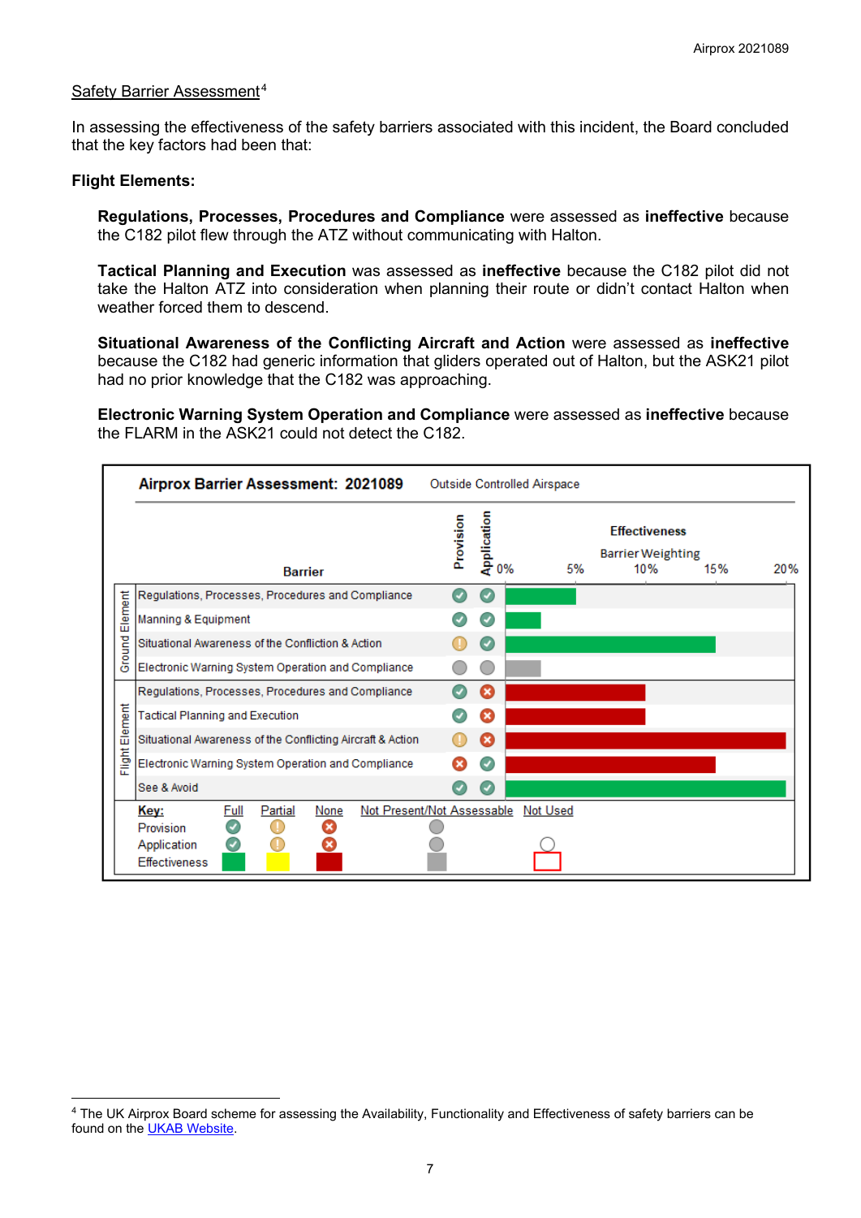Safety Barrier Assessment[4]

In assessing the effectiveness of the safety barriers associated with this incident, the Board concluded that the key factors had been that:

**Flight Elements:**

**Regulations, Processes, Procedures and Compliance** were assessed as **ineffective** because the C182 pilot flew through the ATZ without communicating with Halton.

**Tactical Planning and Execution** was assessed as **ineffective** because the C182 pilot did not take the Halton ATZ into consideration when planning their route or didn't contact Halton when weather forced them to descend.

**Situational Awareness of the Conflicting Aircraft and Action** were assessed as **ineffective** because the C182 had generic information that gliders operated out of Halton, but the ASK21 pilot had no prior knowledge that the C182 was approaching.

**Electronic Warning System Operation and Compliance** were assessed as **ineffective** because the FLARM in the ASK21 could not detect the C182.

**Airprox Barrier Assessment: 2021089** Outside Controlled Airspace

Barrier

Provision

Application

Effectiveness

Barrier Weighting

0% 5% 10% 15% 20%

Ground Element

Regulations, Processes, Procedures and Compliance

Manning & Equipment

Situational Awareness of the Confliction & Action

Electronic Warning System Operation and Compliance

Flight Element

Regulations, Processes, Procedures and Compliance

Tactical Planning and Execution

Situational Awareness of the Conflicting Aircraft & Action

Electronic Warning System Operation and Compliance

See & Avoid

Key: Full Partial None Not Present/Not Assessable Not Used

Provision

Application

Effectiveness

---

[4] The UK Airprox Board scheme for assessing the Availability, Functionality and Effectiveness of safety barriers can be found on the UKAB Website.